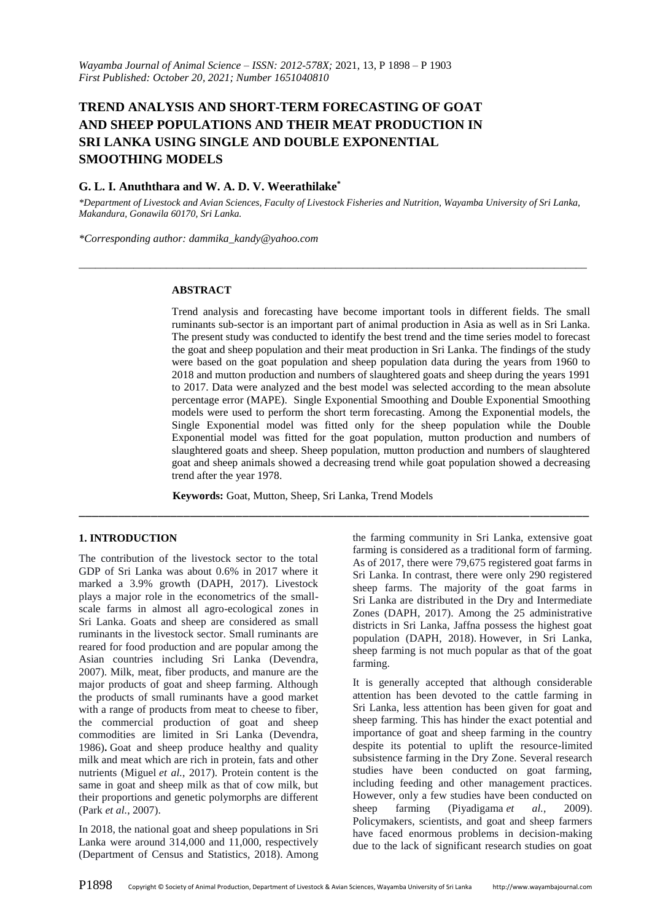*Wayamba Journal of Animal Science – ISSN: 2012-578X;* 2021, 13, P 1898 – P 1903
*First Published: October 20, 2021; Number 1651040810*

# TREND ANALYSIS AND SHORT-TERM FORECASTING OF GOAT AND SHEEP POPULATIONS AND THEIR MEAT PRODUCTION IN SRI LANKA USING SINGLE AND DOUBLE EXPONENTIAL SMOOTHING MODELS

**G. L. I. Anuththara and W. A. D. V. Weerathilake***

*\*Department of Livestock and Avian Sciences, Faculty of Livestock Fisheries and Nutrition, Wayamba University of Sri Lanka, Makandura, Gonawila 60170, Sri Lanka.*

*\*Corresponding author: dammika_kandy@yahoo.com*

---

### ABSTRACT

Trend analysis and forecasting have become important tools in different fields. The small ruminants sub-sector is an important part of animal production in Asia as well as in Sri Lanka. The present study was conducted to identify the best trend and the time series model to forecast the goat and sheep population and their meat production in Sri Lanka. The findings of the study were based on the goat population and sheep population data during the years from 1960 to 2018 and mutton production and numbers of slaughtered goats and sheep during the years 1991 to 2017. Data were analyzed and the best model was selected according to the mean absolute percentage error (MAPE). Single Exponential Smoothing and Double Exponential Smoothing models were used to perform the short term forecasting. Among the Exponential models, the Single Exponential model was fitted only for the sheep population while the Double Exponential model was fitted for the goat population, mutton production and numbers of slaughtered goats and sheep. Sheep population, mutton production and numbers of slaughtered goat and sheep animals showed a decreasing trend while goat population showed a decreasing trend after the year 1978.

**Keywords:** Goat, Mutton, Sheep, Sri Lanka, Trend Models

---

## 1. INTRODUCTION

The contribution of the livestock sector to the total GDP of Sri Lanka was about 0.6% in 2017 where it marked a 3.9% growth (DAPH, 2017). Livestock plays a major role in the econometrics of the small-scale farms in almost all agro-ecological zones in Sri Lanka. Goats and sheep are considered as small ruminants in the livestock sector. Small ruminants are reared for food production and are popular among the Asian countries including Sri Lanka (Devendra, 2007). Milk, meat, fiber products, and manure are the major products of goat and sheep farming. Although the products of small ruminants have a good market with a range of products from meat to cheese to fiber, the commercial production of goat and sheep commodities are limited in Sri Lanka (Devendra, 1986)**.** Goat and sheep produce healthy and quality milk and meat which are rich in protein, fats and other nutrients (Miguel *et al.*, 2017). Protein content is the same in goat and sheep milk as that of cow milk, but their proportions and genetic polymorphs are different (Park *et al.*, 2007).

In 2018, the national goat and sheep populations in Sri Lanka were around 314,000 and 11,000, respectively (Department of Census and Statistics, 2018). Among the farming community in Sri Lanka, extensive goat farming is considered as a traditional form of farming. As of 2017, there were 79,675 registered goat farms in Sri Lanka. In contrast, there were only 290 registered sheep farms. The majority of the goat farms in Sri Lanka are distributed in the Dry and Intermediate Zones (DAPH, 2017). Among the 25 administrative districts in Sri Lanka, Jaffna possess the highest goat population (DAPH, 2018). However, in Sri Lanka, sheep farming is not much popular as that of the goat farming.

It is generally accepted that although considerable attention has been devoted to the cattle farming in Sri Lanka, less attention has been given for goat and sheep farming. This has hinder the exact potential and importance of goat and sheep farming in the country despite its potential to uplift the resource-limited subsistence farming in the Dry Zone. Several research studies have been conducted on goat farming, including feeding and other management practices. However, only a few studies have been conducted on sheep farming (Piyadigama *et al.*, 2009). Policymakers, scientists, and goat and sheep farmers have faced enormous problems in decision-making due to the lack of significant research studies on goat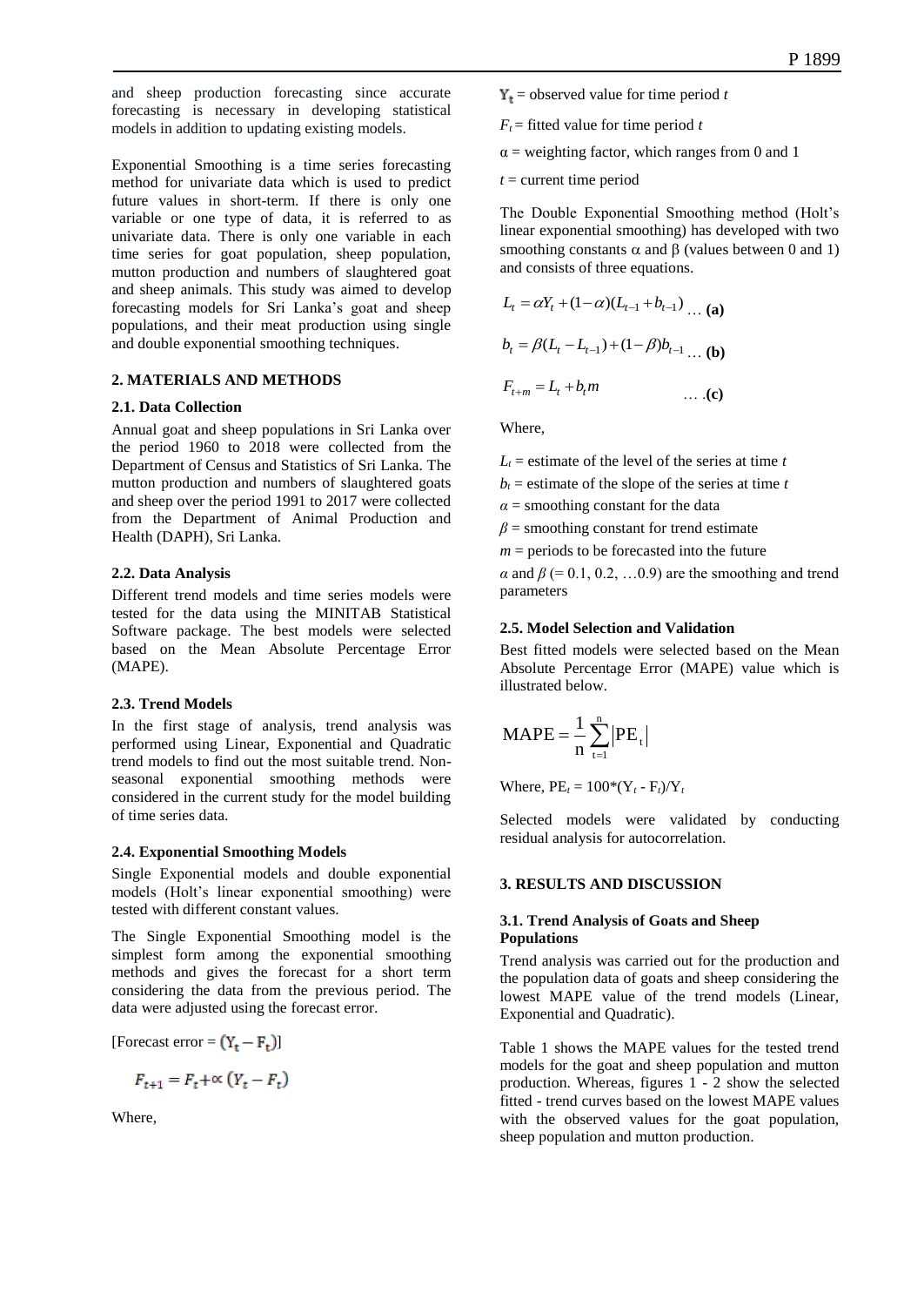and sheep production forecasting since accurate forecasting is necessary in developing statistical models in addition to updating existing models.

Exponential Smoothing is a time series forecasting method for univariate data which is used to predict future values in short-term. If there is only one variable or one type of data, it is referred to as univariate data. There is only one variable in each time series for goat population, sheep population, mutton production and numbers of slaughtered goat and sheep animals. This study was aimed to develop forecasting models for Sri Lanka's goat and sheep populations, and their meat production using single and double exponential smoothing techniques.

## 2. MATERIALS AND METHODS

### 2.1. Data Collection

Annual goat and sheep populations in Sri Lanka over the period 1960 to 2018 were collected from the Department of Census and Statistics of Sri Lanka. The mutton production and numbers of slaughtered goats and sheep over the period 1991 to 2017 were collected from the Department of Animal Production and Health (DAPH), Sri Lanka.

### 2.2. Data Analysis

Different trend models and time series models were tested for the data using the MINITAB Statistical Software package. The best models were selected based on the Mean Absolute Percentage Error (MAPE).

### 2.3. Trend Models

In the first stage of analysis, trend analysis was performed using Linear, Exponential and Quadratic trend models to find out the most suitable trend. Non-seasonal exponential smoothing methods were considered in the current study for the model building of time series data.

### 2.4. Exponential Smoothing Models

Single Exponential models and double exponential models (Holt's linear exponential smoothing) were tested with different constant values.

The Single Exponential Smoothing model is the simplest form among the exponential smoothing methods and gives the forecast for a short term considering the data from the previous period. The data were adjusted using the forecast error.

[Forecast error = $(Y_t - F_t)$]

$$F_{t+1} = F_t + \alpha\,(Y_t - F_t)$$

Where,

$Y_t$ = observed value for time period $t$

$F_t$ = fitted value for time period $t$

$\alpha$ = weighting factor, which ranges from 0 and 1

$t$ = current time period

The Double Exponential Smoothing method (Holt's linear exponential smoothing) has developed with two smoothing constants $\alpha$ and $\beta$ (values between 0 and 1) and consists of three equations.

$$L_t = \alpha Y_t + (1-\alpha)(L_{t-1} + b_{t-1}) \quad \text{… (a)}$$

$$b_t = \beta(L_t - L_{t-1}) + (1-\beta)b_{t-1} \quad \text{… (b)}$$

$$F_{t+m} = L_t + b_t m \quad \text{… (c)}$$

Where,

$L_t$ = estimate of the level of the series at time $t$

$b_t$ = estimate of the slope of the series at time $t$

$\alpha$ = smoothing constant for the data

$\beta$ = smoothing constant for trend estimate

$m$ = periods to be forecasted into the future

$\alpha$ and $\beta$ (= 0.1, 0.2, …0.9) are the smoothing and trend parameters

### 2.5. Model Selection and Validation

Best fitted models were selected based on the Mean Absolute Percentage Error (MAPE) value which is illustrated below.

$$\text{MAPE} = \frac{1}{n}\sum_{t=1}^{n}\left|\text{PE}_t\right|$$

Where, $\text{PE}_t = 100*(Y_t - F_t)/Y_t$

Selected models were validated by conducting residual analysis for autocorrelation.

## 3. RESULTS AND DISCUSSION

### 3.1. Trend Analysis of Goats and Sheep Populations

Trend analysis was carried out for the production and the population data of goats and sheep considering the lowest MAPE value of the trend models (Linear, Exponential and Quadratic).

Table 1 shows the MAPE values for the tested trend models for the goat and sheep population and mutton production. Whereas, figures 1 - 2 show the selected fitted - trend curves based on the lowest MAPE values with the observed values for the goat population, sheep population and mutton production.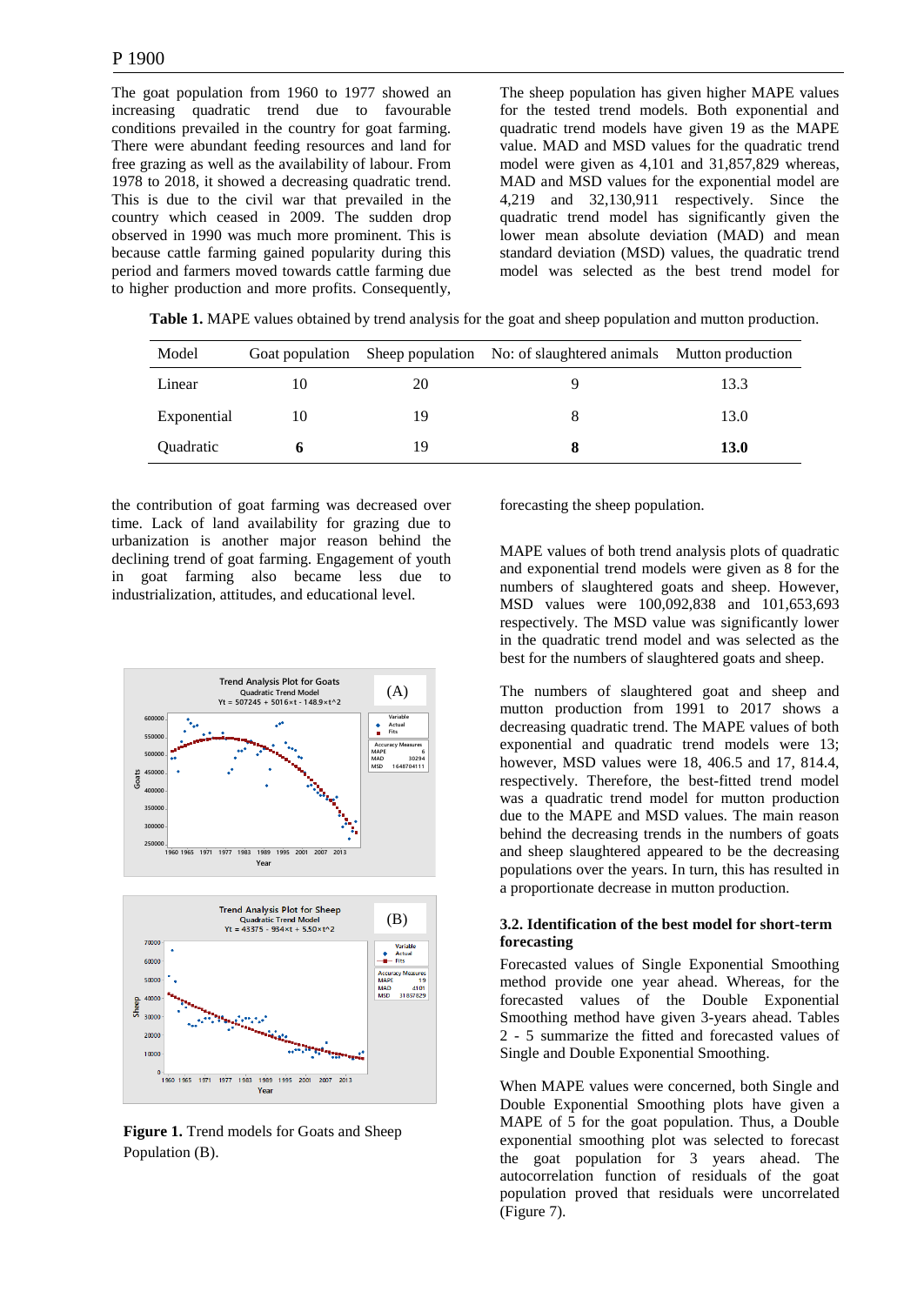The goat population from 1960 to 1977 showed an increasing quadratic trend due to favourable conditions prevailed in the country for goat farming. There were abundant feeding resources and land for free grazing as well as the availability of labour. From 1978 to 2018, it showed a decreasing quadratic trend. This is due to the civil war that prevailed in the country which ceased in 2009. The sudden drop observed in 1990 was much more prominent. This is because cattle farming gained popularity during this period and farmers moved towards cattle farming due to higher production and more profits. Consequently, the contribution of goat farming was decreased over time. Lack of land availability for grazing due to urbanization is another major reason behind the declining trend of goat farming. Engagement of youth in goat farming also became less due to industrialization, attitudes, and educational level.

The sheep population has given higher MAPE values for the tested trend models. Both exponential and quadratic trend models have given 19 as the MAPE value. MAD and MSD values for the quadratic trend model were given as 4,101 and 31,857,829 whereas, MAD and MSD values for the exponential model are 4,219 and 32,130,911 respectively. Since the quadratic trend model has significantly given the lower mean absolute deviation (MAD) and mean standard deviation (MSD) values, the quadratic trend model was selected as the best trend model for forecasting the sheep population.

**Table 1.** MAPE values obtained by trend analysis for the goat and sheep population and mutton production.

| Model | Goat population | Sheep population | No: of slaughtered animals | Mutton production |
|---|---|---|---|---|
| Linear | 10 | 20 | 9 | 13.3 |
| Exponential | 10 | 19 | 8 | 13.0 |
| Quadratic | **6** | 19 | **8** | **13.0** |

**Figure 1.** Trend models for Goats and Sheep Population (B).

MAPE values of both trend analysis plots of quadratic and exponential trend models were given as 8 for the numbers of slaughtered goats and sheep. However, MSD values were 100,092,838 and 101,653,693 respectively. The MSD value was significantly lower in the quadratic trend model and was selected as the best for the numbers of slaughtered goats and sheep.

The numbers of slaughtered goat and sheep and mutton production from 1991 to 2017 shows a decreasing quadratic trend. The MAPE values of both exponential and quadratic trend models were 13; however, MSD values were 18, 406.5 and 17, 814.4, respectively. Therefore, the best-fitted trend model was a quadratic trend model for mutton production due to the MAPE and MSD values. The main reason behind the decreasing trends in the numbers of goats and sheep slaughtered appeared to be the decreasing populations over the years. In turn, this has resulted in a proportionate decrease in mutton production.

### 3.2. Identification of the best model for short-term forecasting

Forecasted values of Single Exponential Smoothing method provide one year ahead. Whereas, for the forecasted values of the Double Exponential Smoothing method have given 3-years ahead. Tables 2 - 5 summarize the fitted and forecasted values of Single and Double Exponential Smoothing.

When MAPE values were concerned, both Single and Double Exponential Smoothing plots have given a MAPE of 5 for the goat population. Thus, a Double exponential smoothing plot was selected to forecast the goat population for 3 years ahead. The autocorrelation function of residuals of the goat population proved that residuals were uncorrelated (Figure 7).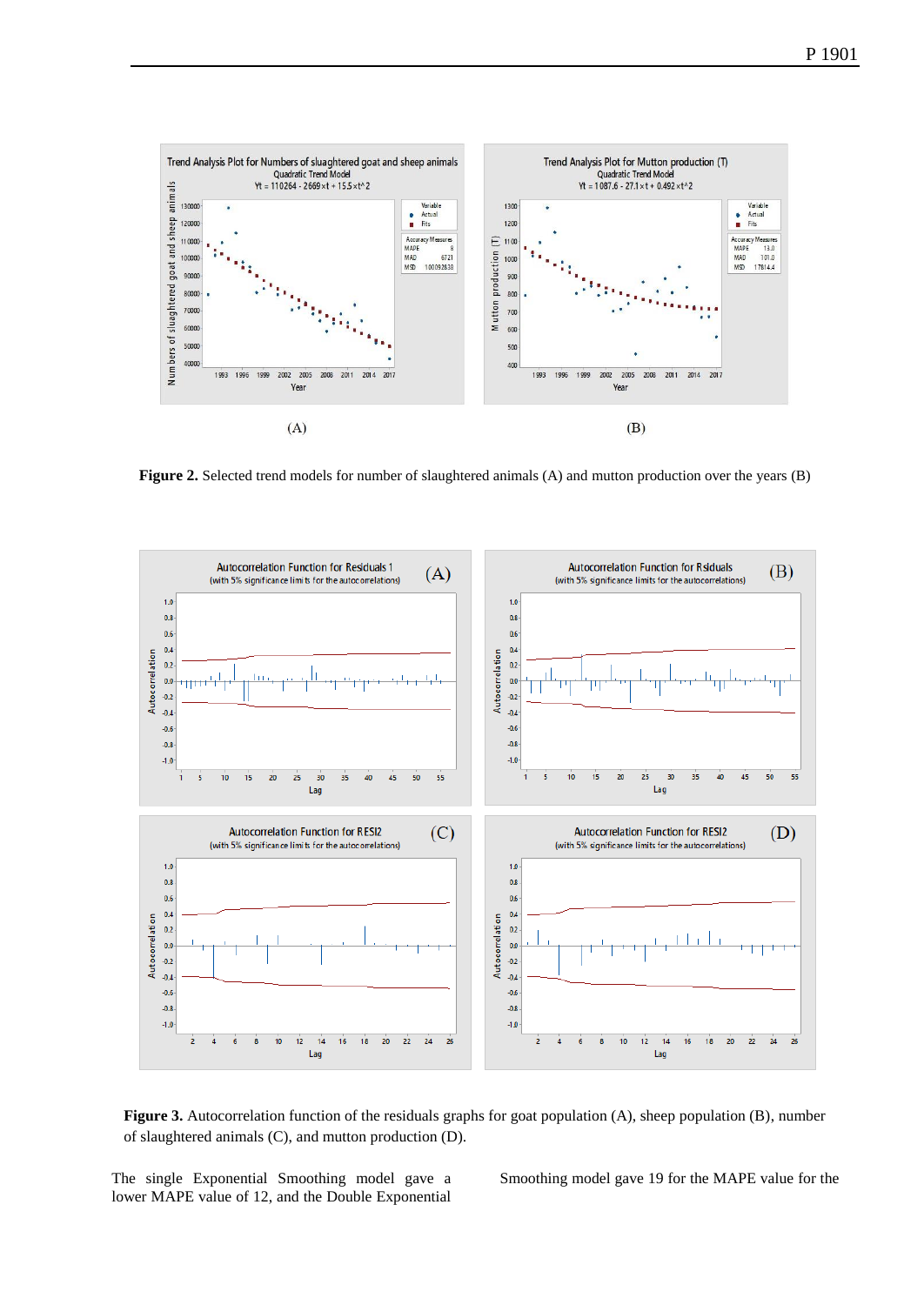**Figure 2.** Selected trend models for number of slaughtered animals (A) and mutton production over the years (B)

**Figure 3.** Autocorrelation function of the residuals graphs for goat population (A), sheep population (B), number of slaughtered animals (C), and mutton production (D).

The single Exponential Smoothing model gave a lower MAPE value of 12, and the Double Exponential Smoothing model gave 19 for the MAPE value for the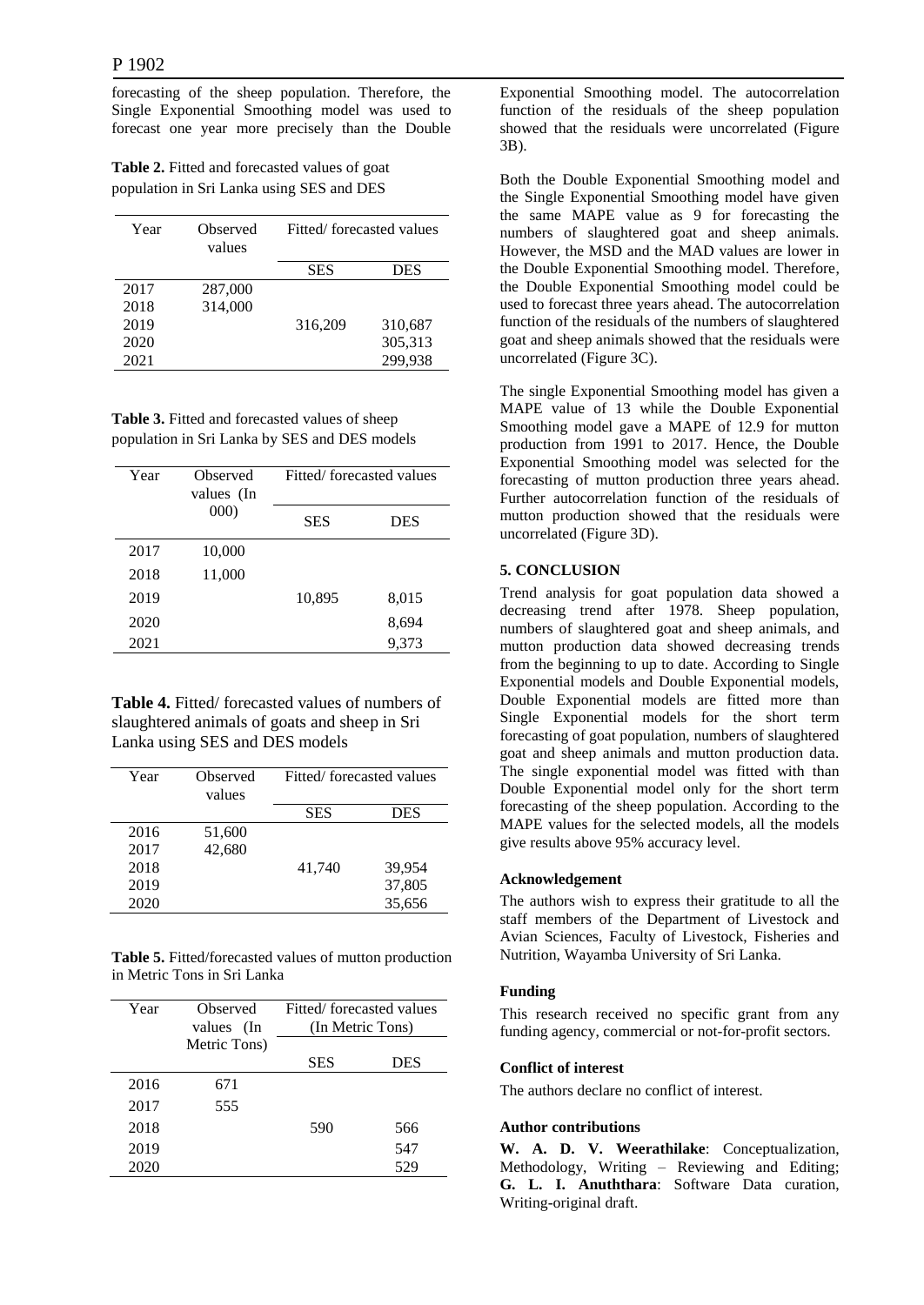forecasting of the sheep population. Therefore, the Single Exponential Smoothing model was used to forecast one year more precisely than the Double Exponential Smoothing model. The autocorrelation function of the residuals of the sheep population showed that the residuals were uncorrelated (Figure 3B).

**Table 2.** Fitted and forecasted values of goat population in Sri Lanka using SES and DES

| Year | Observed values | Fitted/ forecasted values | |
|---|---|---|---|
| | | SES | DES |
| 2017 | 287,000 | | |
| 2018 | 314,000 | | |
| 2019 | | 316,209 | 310,687 |
| 2020 | | | 305,313 |
| 2021 | | | 299,938 |

**Table 3.** Fitted and forecasted values of sheep population in Sri Lanka by SES and DES models

| Year | Observed values (In 000) | Fitted/ forecasted values | |
|---|---|---|---|
| | | SES | DES |
| 2017 | 10,000 | | |
| 2018 | 11,000 | | |
| 2019 | | 10,895 | 8,015 |
| 2020 | | | 8,694 |
| 2021 | | | 9,373 |

**Table 4.** Fitted/ forecasted values of numbers of slaughtered animals of goats and sheep in Sri Lanka using SES and DES models

| Year | Observed values | Fitted/ forecasted values | |
|---|---|---|---|
| | | SES | DES |
| 2016 | 51,600 | | |
| 2017 | 42,680 | | |
| 2018 | | 41,740 | 39,954 |
| 2019 | | | 37,805 |
| 2020 | | | 35,656 |

**Table 5.** Fitted/forecasted values of mutton production in Metric Tons in Sri Lanka

| Year | Observed values (In Metric Tons) | Fitted/ forecasted values (In Metric Tons) | |
|---|---|---|---|
| | | SES | DES |
| 2016 | 671 | | |
| 2017 | 555 | | |
| 2018 | | 590 | 566 |
| 2019 | | | 547 |
| 2020 | | | 529 |

Both the Double Exponential Smoothing model and the Single Exponential Smoothing model have given the same MAPE value as 9 for forecasting the numbers of slaughtered goat and sheep animals. However, the MSD and the MAD values are lower in the Double Exponential Smoothing model. Therefore, the Double Exponential Smoothing model could be used to forecast three years ahead. The autocorrelation function of the residuals of the numbers of slaughtered goat and sheep animals showed that the residuals were uncorrelated (Figure 3C).

The single Exponential Smoothing model has given a MAPE value of 13 while the Double Exponential Smoothing model gave a MAPE of 12.9 for mutton production from 1991 to 2017. Hence, the Double Exponential Smoothing model was selected for the forecasting of mutton production three years ahead. Further autocorrelation function of the residuals of mutton production showed that the residuals were uncorrelated (Figure 3D).

### 5. CONCLUSION

Trend analysis for goat population data showed a decreasing trend after 1978. Sheep population, numbers of slaughtered goat and sheep animals, and mutton production data showed decreasing trends from the beginning to up to date. According to Single Exponential models and Double Exponential models, Double Exponential models are fitted more than Single Exponential models for the short term forecasting of goat population, numbers of slaughtered goat and sheep animals and mutton production data. The single exponential model was fitted with than Double Exponential model only for the short term forecasting of the sheep population. According to the MAPE values for the selected models, all the models give results above 95% accuracy level.

#### Acknowledgement

The authors wish to express their gratitude to all the staff members of the Department of Livestock and Avian Sciences, Faculty of Livestock, Fisheries and Nutrition, Wayamba University of Sri Lanka.

#### Funding

This research received no specific grant from any funding agency, commercial or not-for-profit sectors.

#### Conflict of interest

The authors declare no conflict of interest.

#### Author contributions

**W. A. D. V. Weerathilake**: Conceptualization, Methodology, Writing – Reviewing and Editing; **G. L. I. Anuththara**: Software Data curation, Writing-original draft.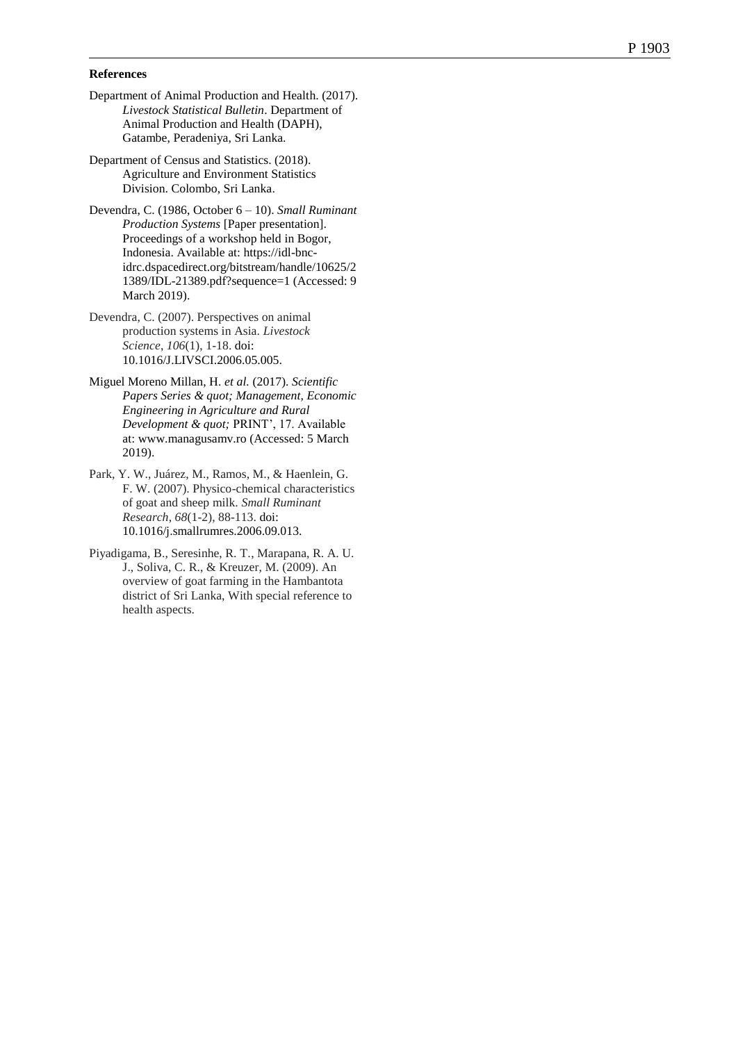**References**

Department of Animal Production and Health. (2017). *Livestock Statistical Bulletin*. Department of Animal Production and Health (DAPH), Gatambe, Peradeniya, Sri Lanka.

Department of Census and Statistics. (2018). Agriculture and Environment Statistics Division. Colombo, Sri Lanka.

Devendra, C. (1986, October 6 – 10). *Small Ruminant Production Systems* [Paper presentation]. Proceedings of a workshop held in Bogor, Indonesia. Available at: https://idl-bnc-idrc.dspacedirect.org/bitstream/handle/10625/21389/IDL-21389.pdf?sequence=1 (Accessed: 9 March 2019).

Devendra, C. (2007). Perspectives on animal production systems in Asia. *Livestock Science*, *106*(1), 1-18. doi: 10.1016/J.LIVSCI.2006.05.005.

Miguel Moreno Millan, H. *et al.* (2017). *Scientific Papers Series & quot; Management, Economic Engineering in Agriculture and Rural Development & quot;* PRINT', 17. Available at: www.managusamv.ro (Accessed: 5 March 2019).

Park, Y. W., Juárez, M., Ramos, M., & Haenlein, G. F. W. (2007). Physico-chemical characteristics of goat and sheep milk. *Small Ruminant Research*, *68*(1-2), 88-113. doi: 10.1016/j.smallrumres.2006.09.013.

Piyadigama, B., Seresinhe, R. T., Marapana, R. A. U. J., Soliva, C. R., & Kreuzer, M. (2009). An overview of goat farming in the Hambantota district of Sri Lanka, With special reference to health aspects.